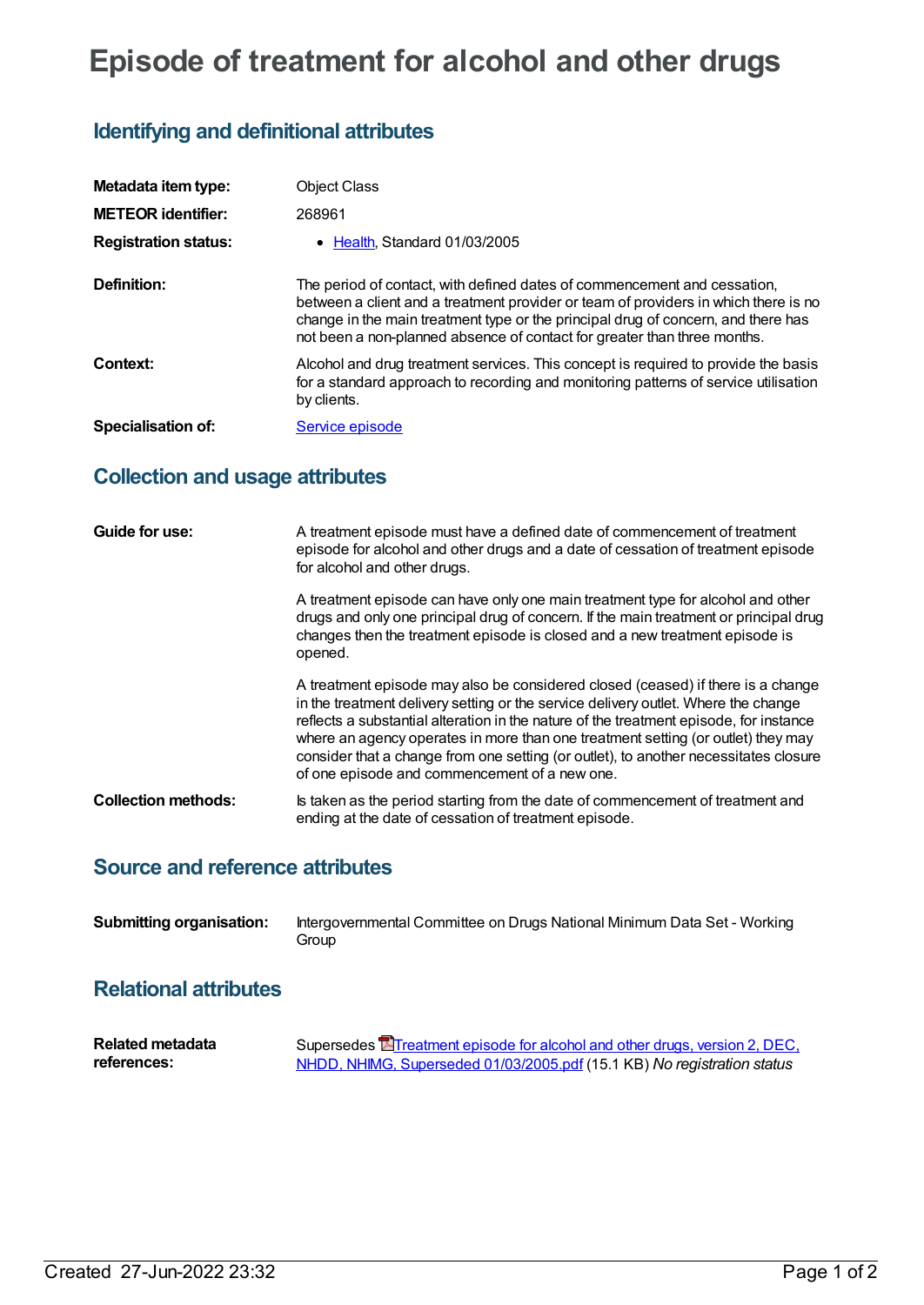# Episode of treatment for alcohol and other drugs

## Identifying and definitional attributes

| | |
|---|---|
| **Metadata item type:** | Object Class |
| **METEOR identifier:** | 268961 |
| **Registration status:** | • Health, Standard 01/03/2005 |
| **Definition:** | The period of contact, with defined dates of commencement and cessation, between a client and a treatment provider or team of providers in which there is no change in the main treatment type or the principal drug of concern, and there has not been a non-planned absence of contact for greater than three months. |
| **Context:** | Alcohol and drug treatment services. This concept is required to provide the basis for a standard approach to recording and monitoring patterns of service utilisation by clients. |
| **Specialisation of:** | Service episode |

## Collection and usage attributes

**Guide for use:**

A treatment episode must have a defined date of commencement of treatment episode for alcohol and other drugs and a date of cessation of treatment episode for alcohol and other drugs.

A treatment episode can have only one main treatment type for alcohol and other drugs and only one principal drug of concern. If the main treatment or principal drug changes then the treatment episode is closed and a new treatment episode is opened.

A treatment episode may also be considered closed (ceased) if there is a change in the treatment delivery setting or the service delivery outlet. Where the change reflects a substantial alteration in the nature of the treatment episode, for instance where an agency operates in more than one treatment setting (or outlet) they may consider that a change from one setting (or outlet), to another necessitates closure of one episode and commencement of a new one.

**Collection methods:**

Is taken as the period starting from the date of commencement of treatment and ending at the date of cessation of treatment episode.

## Source and reference attributes

| | |
|---|---|
| **Submitting organisation:** | Intergovernmental Committee on Drugs National Minimum Data Set - Working Group |

## Relational attributes

| | |
|---|---|
| **Related metadata references:** | Supersedes Treatment episode for alcohol and other drugs, version 2, DEC, NHDD, NHIMG, Superseded 01/03/2005.pdf (15.1 KB) *No registration status* |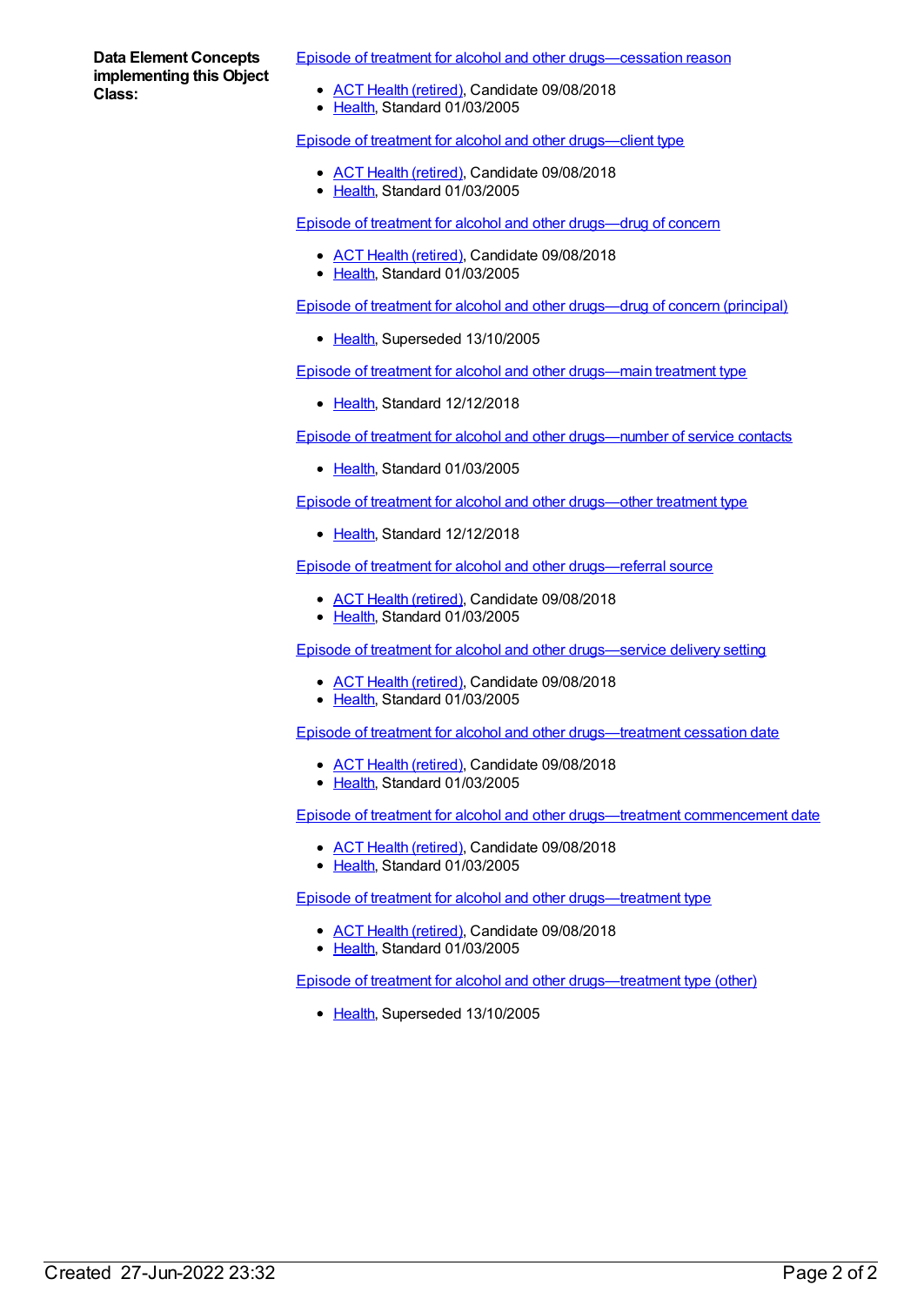**Data Element Concepts implementing this Object Class:**

Episode of treatment for alcohol and other drugs—cessation reason

- ACT Health (retired), Candidate 09/08/2018
- Health, Standard 01/03/2005

Episode of treatment for alcohol and other drugs—client type

- ACT Health (retired), Candidate 09/08/2018
- Health, Standard 01/03/2005

Episode of treatment for alcohol and other drugs—drug of concern

- ACT Health (retired), Candidate 09/08/2018
- Health, Standard 01/03/2005

Episode of treatment for alcohol and other drugs—drug of concern (principal)

- Health, Superseded 13/10/2005

Episode of treatment for alcohol and other drugs—main treatment type

- Health, Standard 12/12/2018

Episode of treatment for alcohol and other drugs—number of service contacts

- Health, Standard 01/03/2005

Episode of treatment for alcohol and other drugs—other treatment type

- Health, Standard 12/12/2018

Episode of treatment for alcohol and other drugs—referral source

- ACT Health (retired), Candidate 09/08/2018
- Health, Standard 01/03/2005

Episode of treatment for alcohol and other drugs—service delivery setting

- ACT Health (retired), Candidate 09/08/2018
- Health, Standard 01/03/2005

Episode of treatment for alcohol and other drugs—treatment cessation date

- ACT Health (retired), Candidate 09/08/2018
- Health, Standard 01/03/2005

Episode of treatment for alcohol and other drugs—treatment commencement date

- ACT Health (retired), Candidate 09/08/2018
- Health, Standard 01/03/2005

Episode of treatment for alcohol and other drugs—treatment type

- ACT Health (retired), Candidate 09/08/2018
- Health, Standard 01/03/2005

Episode of treatment for alcohol and other drugs—treatment type (other)

- Health, Superseded 13/10/2005